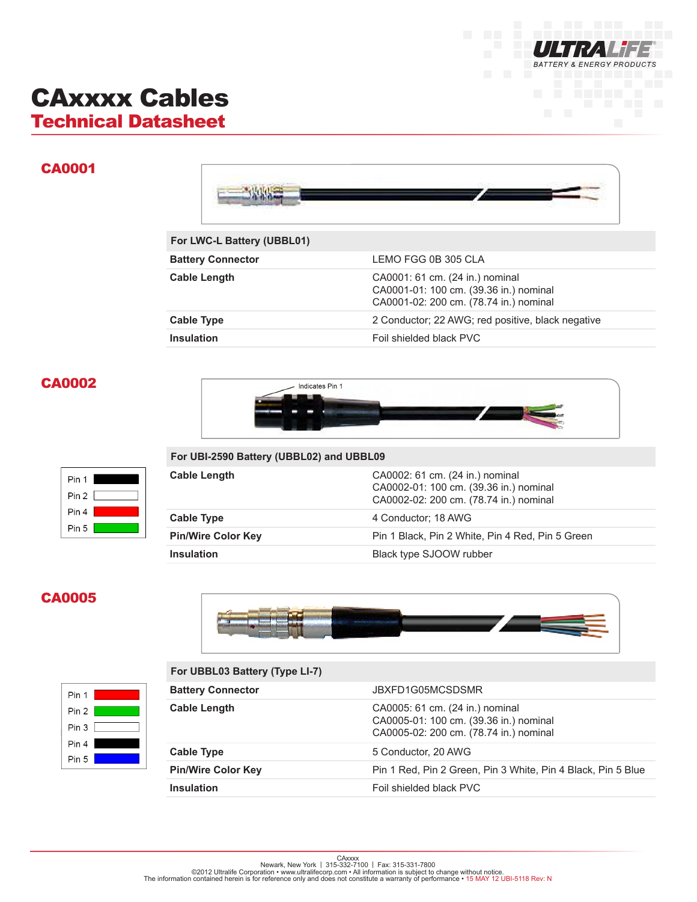# CAxxxx Cables

## Technical Datasheet

### CA0001

| For LWC-L Battery (UBBL01) | |
|---|---|
| **Battery Connector** | LEMO FGG 0B 305 CLA |
| **Cable Length** | CA0001: 61 cm. (24 in.) nominal<br>CA0001-01: 100 cm. (39.36 in.) nominal<br>CA0001-02: 200 cm. (78.74 in.) nominal |
| **Cable Type** | 2 Conductor; 22 AWG; red positive, black negative |
| **Insulation** | Foil shielded black PVC |

### CA0002

Indicates Pin 1

| | |
|---|---|
| Pin 1 | Black |
| Pin 2 | White |
| Pin 4 | Red |
| Pin 5 | Green |

| For UBI-2590 Battery (UBBL02) and UBBL09 | |
|---|---|
| **Cable Length** | CA0002: 61 cm. (24 in.) nominal<br>CA0002-01: 100 cm. (39.36 in.) nominal<br>CA0002-02: 200 cm. (78.74 in.) nominal |
| **Cable Type** | 4 Conductor; 18 AWG |
| **Pin/Wire Color Key** | Pin 1 Black, Pin 2 White, Pin 4 Red, Pin 5 Green |
| **Insulation** | Black type SJOOW rubber |

### CA0005

| | |
|---|---|
| Pin 1 | Red |
| Pin 2 | Green |
| Pin 3 | White |
| Pin 4 | Black |
| Pin 5 | Blue |

| For UBBL03 Battery (Type LI-7) | |
|---|---|
| **Battery Connector** | JBXFD1G05MCSDSMR |
| **Cable Length** | CA0005: 61 cm. (24 in.) nominal<br>CA0005-01: 100 cm. (39.36 in.) nominal<br>CA0005-02: 200 cm. (78.74 in.) nominal |
| **Cable Type** | 5 Conductor, 20 AWG |
| **Pin/Wire Color Key** | Pin 1 Red, Pin 2 Green, Pin 3 White, Pin 4 Black, Pin 5 Blue |
| **Insulation** | Foil shielded black PVC |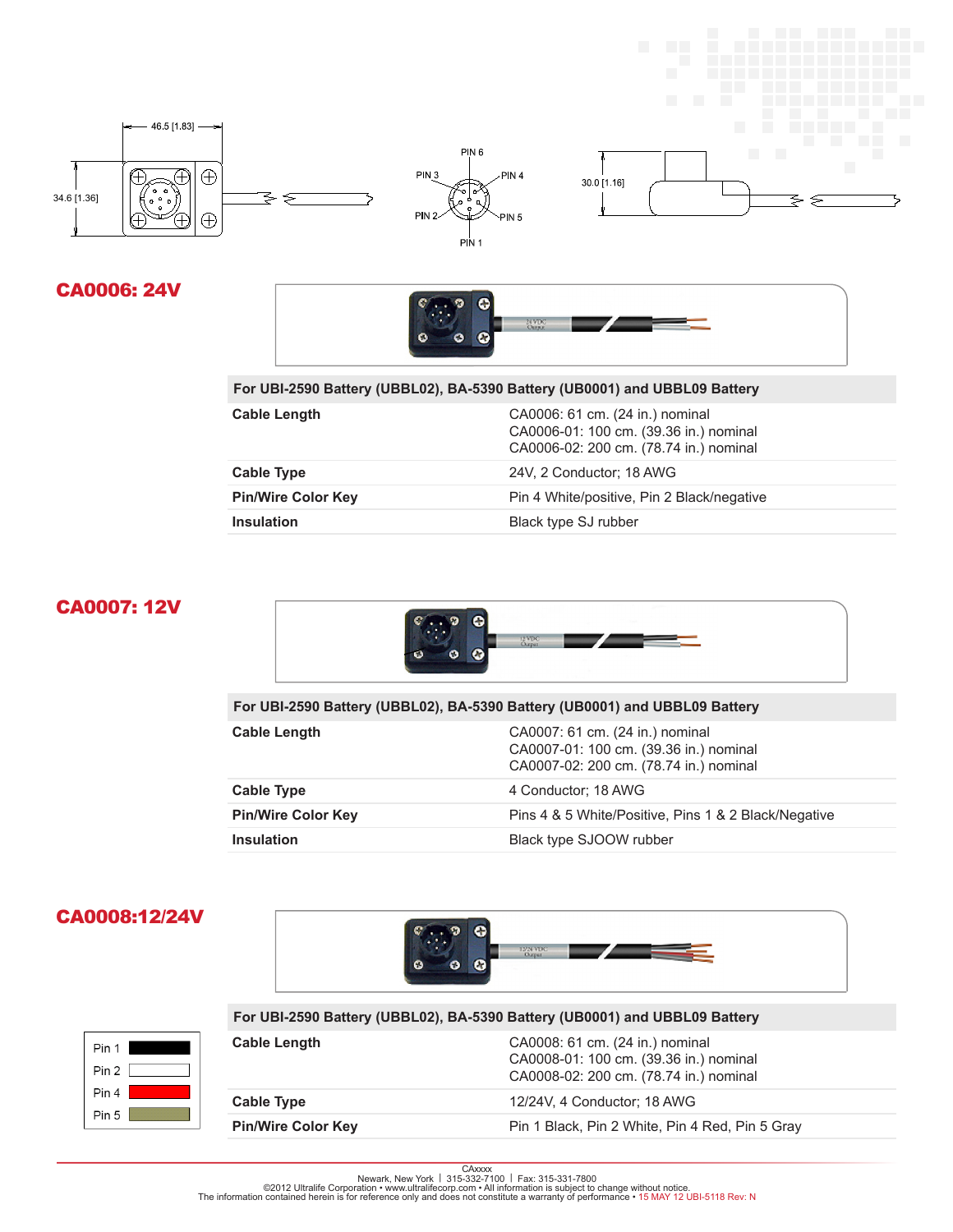46.5 [1.83]

34.6 [1.36]

PIN 6
PIN 3
PIN 4
PIN 2
PIN 5
PIN 1

30.0 [1.16]

## CA0006: 24V

| For UBI-2590 Battery (UBBL02), BA-5390 Battery (UB0001) and UBBL09 Battery | |
|---|---|
| **Cable Length** | CA0006: 61 cm. (24 in.) nominal<br>CA0006-01: 100 cm. (39.36 in.) nominal<br>CA0006-02: 200 cm. (78.74 in.) nominal |
| **Cable Type** | 24V, 2 Conductor; 18 AWG |
| **Pin/Wire Color Key** | Pin 4 White/positive, Pin 2 Black/negative |
| **Insulation** | Black type SJ rubber |

## CA0007: 12V

| For UBI-2590 Battery (UBBL02), BA-5390 Battery (UB0001) and UBBL09 Battery | |
|---|---|
| **Cable Length** | CA0007: 61 cm. (24 in.) nominal<br>CA0007-01: 100 cm. (39.36 in.) nominal<br>CA0007-02: 200 cm. (78.74 in.) nominal |
| **Cable Type** | 4 Conductor; 18 AWG |
| **Pin/Wire Color Key** | Pins 4 & 5 White/Positive, Pins 1 & 2 Black/Negative |
| **Insulation** | Black type SJOOW rubber |

## CA0008:12/24V

Pin 1
Pin 2
Pin 4
Pin 5

| For UBI-2590 Battery (UBBL02), BA-5390 Battery (UB0001) and UBBL09 Battery | |
|---|---|
| **Cable Length** | CA0008: 61 cm. (24 in.) nominal<br>CA0008-01: 100 cm. (39.36 in.) nominal<br>CA0008-02: 200 cm. (78.74 in.) nominal |
| **Cable Type** | 12/24V, 4 Conductor; 18 AWG |
| **Pin/Wire Color Key** | Pin 1 Black, Pin 2 White, Pin 4 Red, Pin 5 Gray |

CAxxxx
Newark, New York | 315-332-7100 | Fax: 315-331-7800
©2012 Ultralife Corporation • www.ultralifecorp.com • All information is subject to change without notice.
The information contained herein is for reference only and does not constitute a warranty of performance • 15 MAY 12 UBI-5118 Rev: N